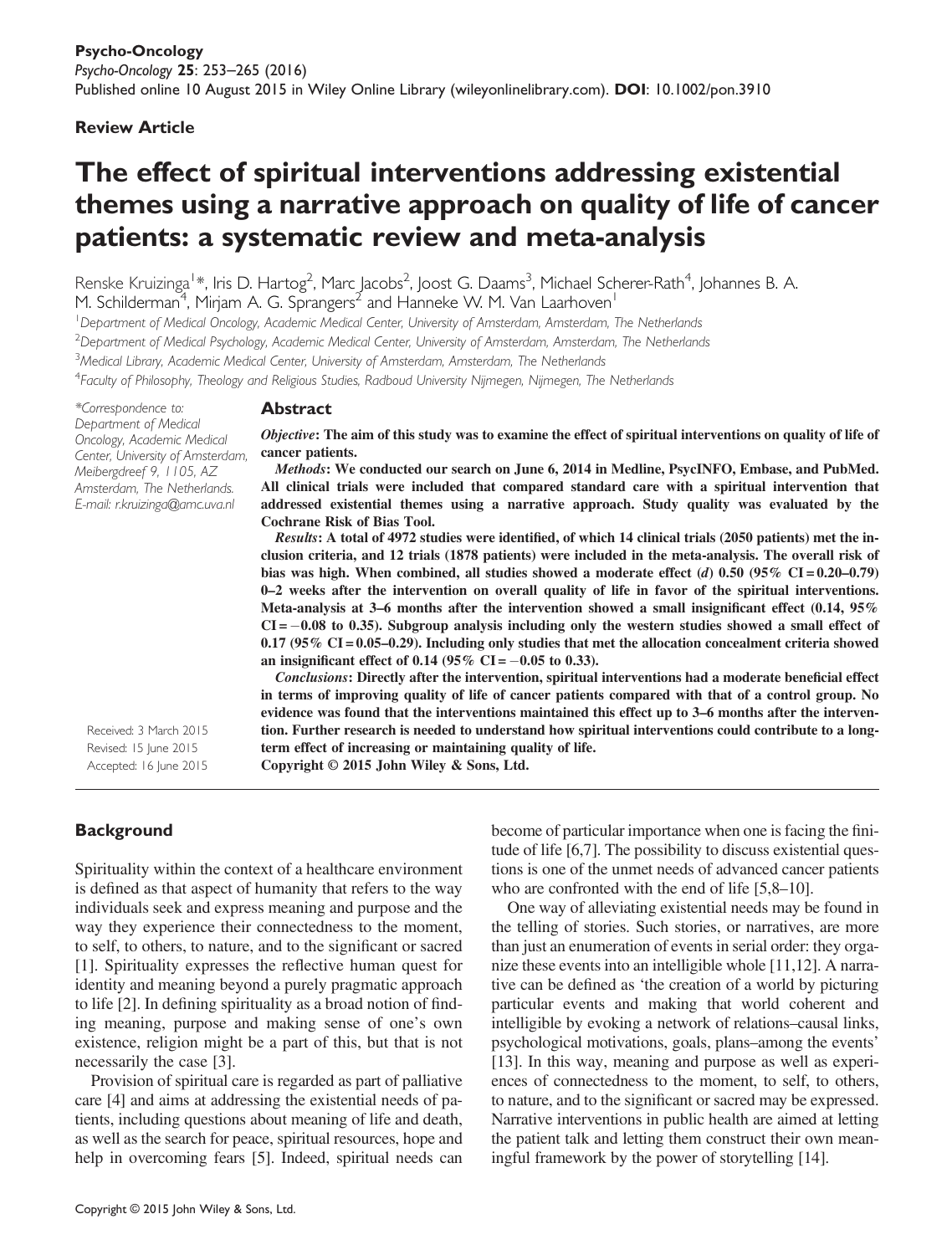**Psycho-Oncology**

*Psycho-Oncology* **25**: 253–265 (2016)

Published online 10 August 2015 in Wiley Online Library (wileyonlinelibrary.com). **DOI**: 10.1002/pon.3910

**Review Article**

# The effect of spiritual interventions addressing existential themes using a narrative approach on quality of life of cancer patients: a systematic review and meta-analysis

Renske Kruizinga[1]*, Iris D. Hartog[2], Marc Jacobs[2], Joost G. Daams[3], Michael Scherer-Rath[4], Johannes B. A. M. Schilderman[4], Mirjam A. G. Sprangers[2] and Hanneke W. M. Van Laarhoven[1]

[1]*Department of Medical Oncology, Academic Medical Center, University of Amsterdam, Amsterdam, The Netherlands*

[2]*Department of Medical Psychology, Academic Medical Center, University of Amsterdam, Amsterdam, The Netherlands*

[3]*Medical Library, Academic Medical Center, University of Amsterdam, Amsterdam, The Netherlands*

[4]*Faculty of Philosophy, Theology and Religious Studies, Radboud University Nijmegen, Nijmegen, The Netherlands*

*\*Correspondence to: Department of Medical Oncology, Academic Medical Center, University of Amsterdam, Meibergdreef 9, 1105, AZ Amsterdam, The Netherlands. E-mail: r.kruizinga@amc.uva.nl*

## Abstract

***Objective***: **The aim of this study was to examine the effect of spiritual interventions on quality of life of cancer patients.**

***Methods***: **We conducted our search on June 6, 2014 in Medline, PsycINFO, Embase, and PubMed. All clinical trials were included that compared standard care with a spiritual intervention that addressed existential themes using a narrative approach. Study quality was evaluated by the Cochrane Risk of Bias Tool.**

***Results***: **A total of 4972 studies were identified, of which 14 clinical trials (2050 patients) met the inclusion criteria, and 12 trials (1878 patients) were included in the meta-analysis. The overall risk of bias was high. When combined, all studies showed a moderate effect (*d*) 0.50 (95% CI = 0.20–0.79) 0–2 weeks after the intervention on overall quality of life in favor of the spiritual interventions. Meta-analysis at 3–6 months after the intervention showed a small insignificant effect (0.14, 95% CI = −0.08 to 0.35). Subgroup analysis including only the western studies showed a small effect of 0.17 (95% CI = 0.05–0.29). Including only studies that met the allocation concealment criteria showed an insignificant effect of 0.14 (95% CI = −0.05 to 0.33).**

***Conclusions***: **Directly after the intervention, spiritual interventions had a moderate beneficial effect in terms of improving quality of life of cancer patients compared with that of a control group. No evidence was found that the interventions maintained this effect up to 3–6 months after the intervention. Further research is needed to understand how spiritual interventions could contribute to a long-term effect of increasing or maintaining quality of life.**

**Copyright © 2015 John Wiley & Sons, Ltd.**

Received: 3 March 2015
Revised: 15 June 2015
Accepted: 16 June 2015

## Background

Spirituality within the context of a healthcare environment is defined as that aspect of humanity that refers to the way individuals seek and express meaning and purpose and the way they experience their connectedness to the moment, to self, to others, to nature, and to the significant or sacred [1]. Spirituality expresses the reflective human quest for identity and meaning beyond a purely pragmatic approach to life [2]. In defining spirituality as a broad notion of finding meaning, purpose and making sense of one's own existence, religion might be a part of this, but that is not necessarily the case [3].

Provision of spiritual care is regarded as part of palliative care [4] and aims at addressing the existential needs of patients, including questions about meaning of life and death, as well as the search for peace, spiritual resources, hope and help in overcoming fears [5]. Indeed, spiritual needs can become of particular importance when one is facing the finitude of life [6,7]. The possibility to discuss existential questions is one of the unmet needs of advanced cancer patients who are confronted with the end of life [5,8–10].

One way of alleviating existential needs may be found in the telling of stories. Such stories, or narratives, are more than just an enumeration of events in serial order: they organize these events into an intelligible whole [11,12]. A narrative can be defined as 'the creation of a world by picturing particular events and making that world coherent and intelligible by evoking a network of relations–causal links, psychological motivations, goals, plans–among the events' [13]. In this way, meaning and purpose as well as experiences of connectedness to the moment, to self, to others, to nature, and to the significant or sacred may be expressed. Narrative interventions in public health are aimed at letting the patient talk and letting them construct their own meaningful framework by the power of storytelling [14].

Copyright © 2015 John Wiley & Sons, Ltd.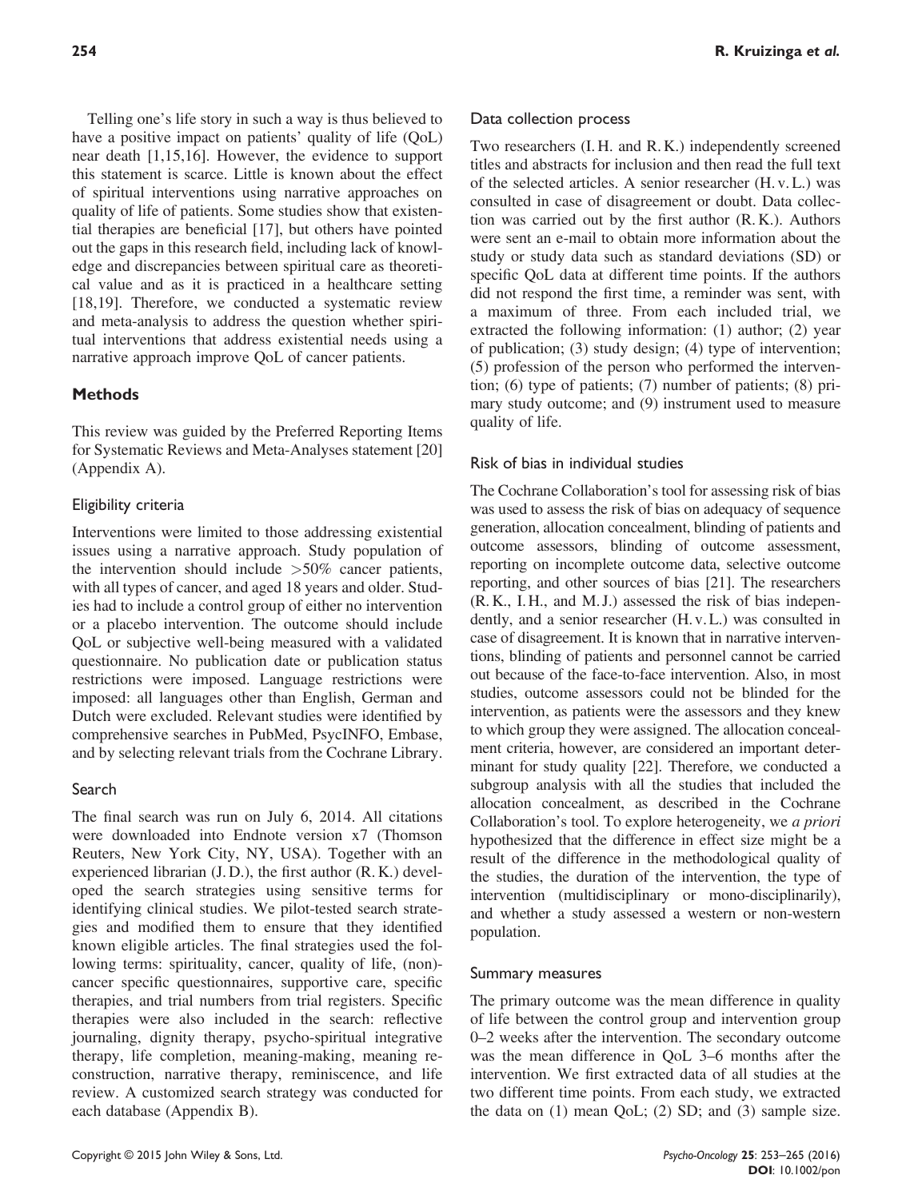Telling one's life story in such a way is thus believed to have a positive impact on patients' quality of life (QoL) near death [1,15,16]. However, the evidence to support this statement is scarce. Little is known about the effect of spiritual interventions using narrative approaches on quality of life of patients. Some studies show that existential therapies are beneficial [17], but others have pointed out the gaps in this research field, including lack of knowledge and discrepancies between spiritual care as theoretical value and as it is practiced in a healthcare setting [18,19]. Therefore, we conducted a systematic review and meta-analysis to address the question whether spiritual interventions that address existential needs using a narrative approach improve QoL of cancer patients.

## Methods

This review was guided by the Preferred Reporting Items for Systematic Reviews and Meta-Analyses statement [20] (Appendix A).

### Eligibility criteria

Interventions were limited to those addressing existential issues using a narrative approach. Study population of the intervention should include >50% cancer patients, with all types of cancer, and aged 18 years and older. Studies had to include a control group of either no intervention or a placebo intervention. The outcome should include QoL or subjective well-being measured with a validated questionnaire. No publication date or publication status restrictions were imposed. Language restrictions were imposed: all languages other than English, German and Dutch were excluded. Relevant studies were identified by comprehensive searches in PubMed, PsycINFO, Embase, and by selecting relevant trials from the Cochrane Library.

### Search

The final search was run on July 6, 2014. All citations were downloaded into Endnote version x7 (Thomson Reuters, New York City, NY, USA). Together with an experienced librarian (J. D.), the first author (R. K.) developed the search strategies using sensitive terms for identifying clinical studies. We pilot-tested search strategies and modified them to ensure that they identified known eligible articles. The final strategies used the following terms: spirituality, cancer, quality of life, (non)-cancer specific questionnaires, supportive care, specific therapies, and trial numbers from trial registers. Specific therapies were also included in the search: reflective journaling, dignity therapy, psycho-spiritual integrative therapy, life completion, meaning-making, meaning reconstruction, narrative therapy, reminiscence, and life review. A customized search strategy was conducted for each database (Appendix B).

### Data collection process

Two researchers (I. H. and R. K.) independently screened titles and abstracts for inclusion and then read the full text of the selected articles. A senior researcher (H. v. L.) was consulted in case of disagreement or doubt. Data collection was carried out by the first author (R. K.). Authors were sent an e-mail to obtain more information about the study or study data such as standard deviations (SD) or specific QoL data at different time points. If the authors did not respond the first time, a reminder was sent, with a maximum of three. From each included trial, we extracted the following information: (1) author; (2) year of publication; (3) study design; (4) type of intervention; (5) profession of the person who performed the intervention; (6) type of patients; (7) number of patients; (8) primary study outcome; and (9) instrument used to measure quality of life.

### Risk of bias in individual studies

The Cochrane Collaboration's tool for assessing risk of bias was used to assess the risk of bias on adequacy of sequence generation, allocation concealment, blinding of patients and outcome assessors, blinding of outcome assessment, reporting on incomplete outcome data, selective outcome reporting, and other sources of bias [21]. The researchers (R. K., I. H., and M. J.) assessed the risk of bias independently, and a senior researcher (H. v. L.) was consulted in case of disagreement. It is known that in narrative interventions, blinding of patients and personnel cannot be carried out because of the face-to-face intervention. Also, in most studies, outcome assessors could not be blinded for the intervention, as patients were the assessors and they knew to which group they were assigned. The allocation concealment criteria, however, are considered an important determinant for study quality [22]. Therefore, we conducted a subgroup analysis with all the studies that included the allocation concealment, as described in the Cochrane Collaboration's tool. To explore heterogeneity, we *a priori* hypothesized that the difference in effect size might be a result of the difference in the methodological quality of the studies, the duration of the intervention, the type of intervention (multidisciplinary or mono-disciplinarily), and whether a study assessed a western or non-western population.

### Summary measures

The primary outcome was the mean difference in quality of life between the control group and intervention group 0–2 weeks after the intervention. The secondary outcome was the mean difference in QoL 3–6 months after the intervention. We first extracted data of all studies at the two different time points. From each study, we extracted the data on (1) mean QoL; (2) SD; and (3) sample size.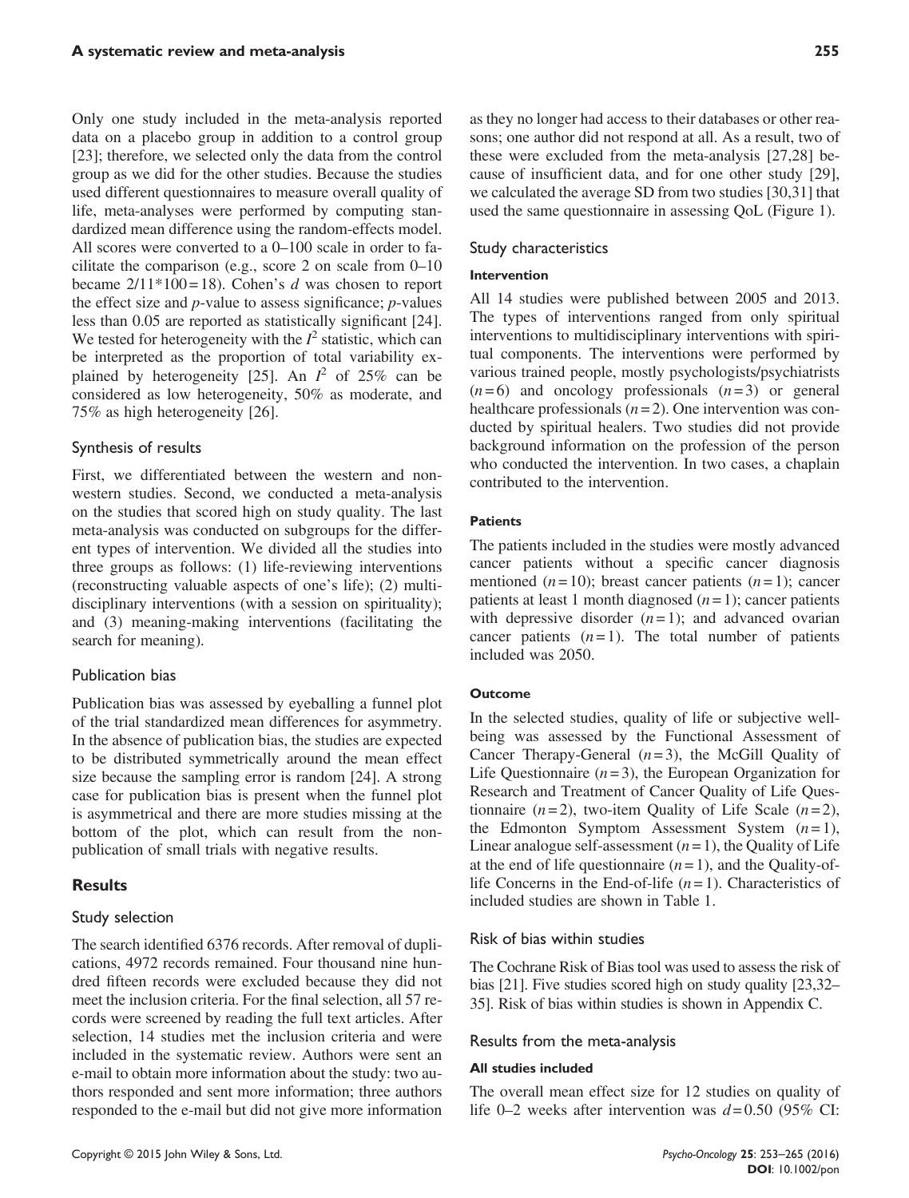Only one study included in the meta-analysis reported data on a placebo group in addition to a control group [23]; therefore, we selected only the data from the control group as we did for the other studies. Because the studies used different questionnaires to measure overall quality of life, meta-analyses were performed by computing standardized mean difference using the random-effects model. All scores were converted to a 0–100 scale in order to facilitate the comparison (e.g., score 2 on scale from 0–10 became 2/11*100 = 18). Cohen's $d$ was chosen to report the effect size and $p$-value to assess significance; $p$-values less than 0.05 are reported as statistically significant [24]. We tested for heterogeneity with the $I^2$ statistic, which can be interpreted as the proportion of total variability explained by heterogeneity [25]. An $I^2$ of 25% can be considered as low heterogeneity, 50% as moderate, and 75% as high heterogeneity [26].

### Synthesis of results

First, we differentiated between the western and non-western studies. Second, we conducted a meta-analysis on the studies that scored high on study quality. The last meta-analysis was conducted on subgroups for the different types of intervention. We divided all the studies into three groups as follows: (1) life-reviewing interventions (reconstructing valuable aspects of one's life); (2) multidisciplinary interventions (with a session on spirituality); and (3) meaning-making interventions (facilitating the search for meaning).

### Publication bias

Publication bias was assessed by eyeballing a funnel plot of the trial standardized mean differences for asymmetry. In the absence of publication bias, the studies are expected to be distributed symmetrically around the mean effect size because the sampling error is random [24]. A strong case for publication bias is present when the funnel plot is asymmetrical and there are more studies missing at the bottom of the plot, which can result from the non-publication of small trials with negative results.

## Results

### Study selection

The search identified 6376 records. After removal of duplications, 4972 records remained. Four thousand nine hundred fifteen records were excluded because they did not meet the inclusion criteria. For the final selection, all 57 records were screened by reading the full text articles. After selection, 14 studies met the inclusion criteria and were included in the systematic review. Authors were sent an e-mail to obtain more information about the study: two authors responded and sent more information; three authors responded to the e-mail but did not give more information as they no longer had access to their databases or other reasons; one author did not respond at all. As a result, two of these were excluded from the meta-analysis [27,28] because of insufficient data, and for one other study [29], we calculated the average SD from two studies [30,31] that used the same questionnaire in assessing QoL (Figure 1).

### Study characteristics

#### Intervention

All 14 studies were published between 2005 and 2013. The types of interventions ranged from only spiritual interventions to multidisciplinary interventions with spiritual components. The interventions were performed by various trained people, mostly psychologists/psychiatrists ($n$ = 6) and oncology professionals ($n$ = 3) or general healthcare professionals ($n$ = 2). One intervention was conducted by spiritual healers. Two studies did not provide background information on the profession of the person who conducted the intervention. In two cases, a chaplain contributed to the intervention.

#### Patients

The patients included in the studies were mostly advanced cancer patients without a specific cancer diagnosis mentioned ($n$ = 10); breast cancer patients ($n$ = 1); cancer patients at least 1 month diagnosed ($n$ = 1); cancer patients with depressive disorder ($n$ = 1); and advanced ovarian cancer patients ($n$ = 1). The total number of patients included was 2050.

#### Outcome

In the selected studies, quality of life or subjective well-being was assessed by the Functional Assessment of Cancer Therapy-General ($n$ = 3), the McGill Quality of Life Questionnaire ($n$ = 3), the European Organization for Research and Treatment of Cancer Quality of Life Questionnaire ($n$ = 2), two-item Quality of Life Scale ($n$ = 2), the Edmonton Symptom Assessment System ($n$ = 1), Linear analogue self-assessment ($n$ = 1), the Quality of Life at the end of life questionnaire ($n$ = 1), and the Quality-of-life Concerns in the End-of-life ($n$ = 1). Characteristics of included studies are shown in Table 1.

### Risk of bias within studies

The Cochrane Risk of Bias tool was used to assess the risk of bias [21]. Five studies scored high on study quality [23,32–35]. Risk of bias within studies is shown in Appendix C.

### Results from the meta-analysis

#### All studies included

The overall mean effect size for 12 studies on quality of life 0–2 weeks after intervention was $d$ = 0.50 (95% CI: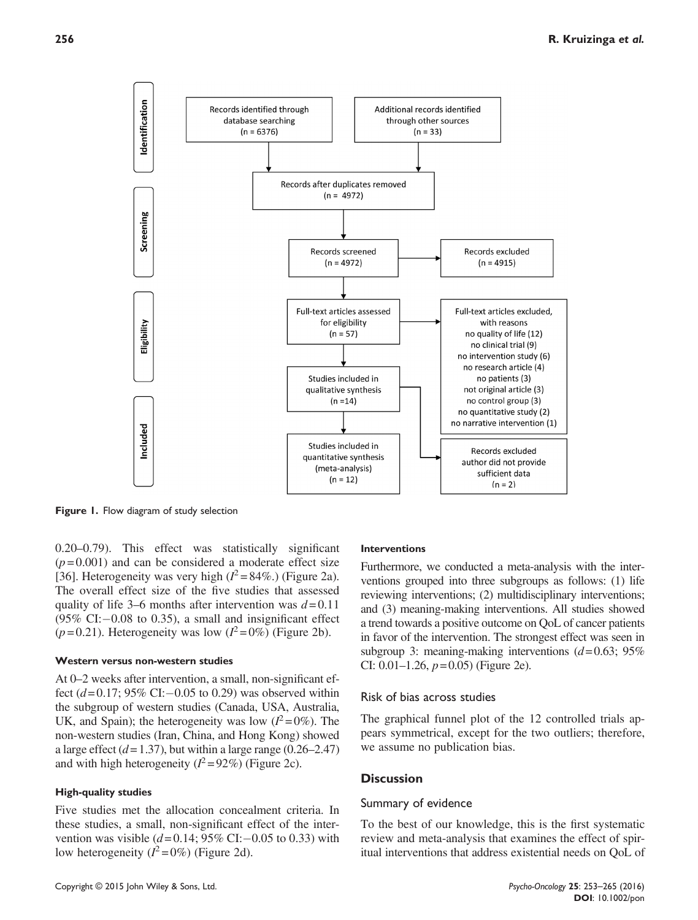**Identification**

- Records identified through database searching (n = 6376)
- Additional records identified through other sources (n = 33)

**Screening**

- Records after duplicates removed (n = 4972)
- Records screened (n = 4972)
- Records excluded (n = 4915)

**Eligibility**

- Full-text articles assessed for eligibility (n = 57)
- Full-text articles excluded, with reasons
  - no quality of life (12)
  - no clinical trial (9)
  - no intervention study (6)
  - no research article (4)
  - no patients (3)
  - not original article (3)
  - no control group (3)
  - no quantitative study (2)
  - no narrative intervention (1)

**Included**

- Studies included in qualitative synthesis (n =14)
- Studies included in quantitative synthesis (meta-analysis) (n = 12)
- Records excluded: author did not provide sufficient data (n = 2)

**Figure 1.** Flow diagram of study selection

0.20–0.79). This effect was statistically significant ($p = 0.001$) and can be considered a moderate effect size [36]. Heterogeneity was very high ($I^2 = 84\%$.) (Figure 2a). The overall effect size of the five studies that assessed quality of life 3–6 months after intervention was $d = 0.11$ (95% CI: −0.08 to 0.35), a small and insignificant effect ($p = 0.21$). Heterogeneity was low ($I^2 = 0\%$) (Figure 2b).

#### Western versus non-western studies

At 0–2 weeks after intervention, a small, non-significant effect ($d = 0.17$; 95% CI: −0.05 to 0.29) was observed within the subgroup of western studies (Canada, USA, Australia, UK, and Spain); the heterogeneity was low ($I^2 = 0\%$). The non-western studies (Iran, China, and Hong Kong) showed a large effect ($d = 1.37$), but within a large range (0.26–2.47) and with high heterogeneity ($I^2 = 92\%$) (Figure 2c).

#### High-quality studies

Five studies met the allocation concealment criteria. In these studies, a small, non-significant effect of the intervention was visible ($d = 0.14$; 95% CI: −0.05 to 0.33) with low heterogeneity ($I^2 = 0\%$) (Figure 2d).

#### Interventions

Furthermore, we conducted a meta-analysis with the interventions grouped into three subgroups as follows: (1) life reviewing interventions; (2) multidisciplinary interventions; and (3) meaning-making interventions. All studies showed a trend towards a positive outcome on QoL of cancer patients in favor of the intervention. The strongest effect was seen in subgroup 3: meaning-making interventions ($d = 0.63$; 95% CI: 0.01–1.26, $p = 0.05$) (Figure 2e).

### Risk of bias across studies

The graphical funnel plot of the 12 controlled trials appears symmetrical, except for the two outliers; therefore, we assume no publication bias.

## Discussion

### Summary of evidence

To the best of our knowledge, this is the first systematic review and meta-analysis that examines the effect of spiritual interventions that address existential needs on QoL of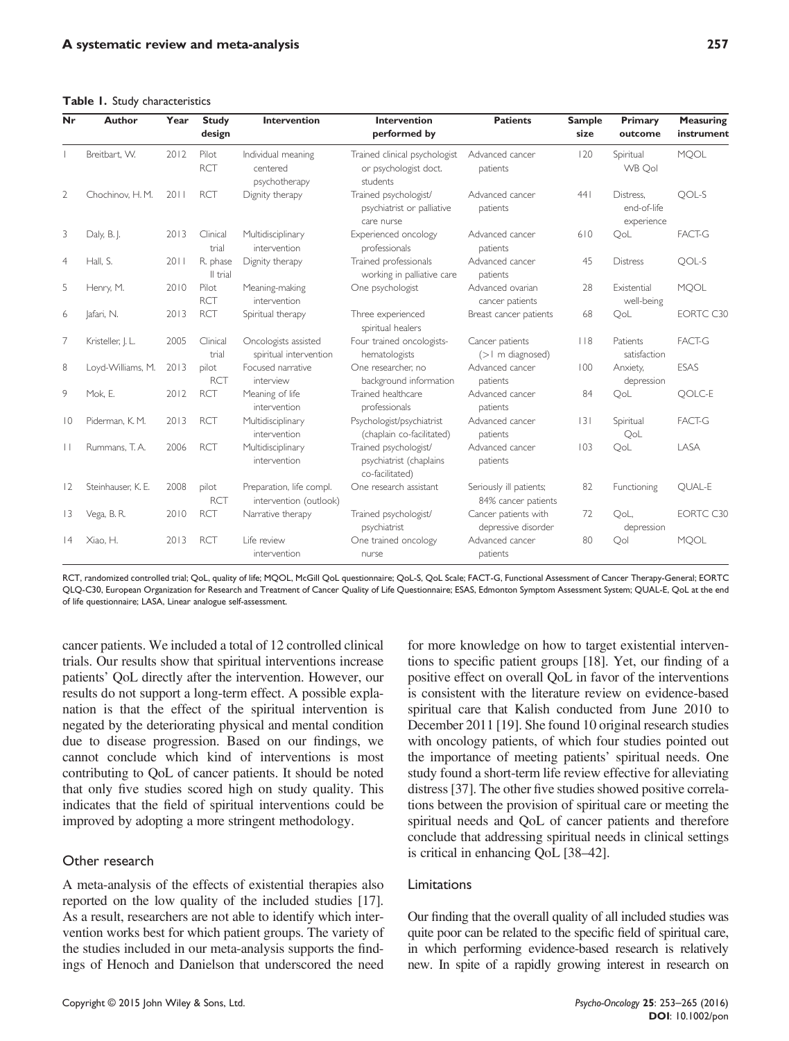**Table 1.** Study characteristics

| Nr | Author | Year | Study design | Intervention | Intervention performed by | Patients | Sample size | Primary outcome | Measuring instrument |
|---|---|---|---|---|---|---|---|---|---|
| 1 | Breitbart, W. | 2012 | Pilot RCT | Individual meaning centered psychotherapy | Trained clinical psychologist or psychologist doct. students | Advanced cancer patients | 120 | Spiritual WB Qol | MQOL |
| 2 | Chochinov, H. M. | 2011 | RCT | Dignity therapy | Trained psychologist/ psychiatrist or palliative care nurse | Advanced cancer patients | 441 | Distress, end-of-life experience | QOL-S |
| 3 | Daly, B. J. | 2013 | Clinical trial | Multidisciplinary intervention | Experienced oncology professionals | Advanced cancer patients | 610 | QoL | FACT-G |
| 4 | Hall, S. | 2011 | R. phase II trial | Dignity therapy | Trained professionals working in palliative care | Advanced cancer patients | 45 | Distress | QOL-S |
| 5 | Henry, M. | 2010 | Pilot RCT | Meaning-making intervention | One psychologist | Advanced ovarian cancer patients | 28 | Existential well-being | MQOL |
| 6 | Jafari, N. | 2013 | RCT | Spiritual therapy | Three experienced spiritual healers | Breast cancer patients | 68 | QoL | EORTC C30 |
| 7 | Kristeller, J. L. | 2005 | Clinical trial | Oncologists assisted spiritual intervention | Four trained oncologists-hematologists | Cancer patients (>1 m diagnosed) | 118 | Patients satisfaction | FACT-G |
| 8 | Loyd-Williams, M. | 2013 | pilot RCT | Focused narrative interview | One researcher, no background information | Advanced cancer patients | 100 | Anxiety, depression | ESAS |
| 9 | Mok, E. | 2012 | RCT | Meaning of life intervention | Trained healthcare professionals | Advanced cancer patients | 84 | QoL | QOLC-E |
| 10 | Piderman, K. M. | 2013 | RCT | Multidisciplinary intervention | Psychologist/psychiatrist (chaplain co-facilitated) | Advanced cancer patients | 131 | Spiritual QoL | FACT-G |
| 11 | Rummans, T. A. | 2006 | RCT | Multidisciplinary intervention | Trained psychologist/ psychiatrist (chaplains co-facilitated) | Advanced cancer patients | 103 | QoL | LASA |
| 12 | Steinhauser, K. E. | 2008 | pilot RCT | Preparation, life compl. intervention (outlook) | One research assistant | Seriously ill patients; 84% cancer patients | 82 | Functioning | QUAL-E |
| 13 | Vega, B. R. | 2010 | RCT | Narrative therapy | Trained psychologist/ psychiatrist | Cancer patients with depressive disorder | 72 | QoL, depression | EORTC C30 |
| 14 | Xiao, H. | 2013 | RCT | Life review intervention | One trained oncology nurse | Advanced cancer patients | 80 | Qol | MQOL |

RCT, randomized controlled trial; QoL, quality of life; MQOL, McGill QoL questionnaire; QoL-S, QoL Scale; FACT-G, Functional Assessment of Cancer Therapy-General; EORTC QLQ-C30, European Organization for Research and Treatment of Cancer Quality of Life Questionnaire; ESAS, Edmonton Symptom Assessment System; QUAL-E, QoL at the end of life questionnaire; LASA, Linear analogue self-assessment.

cancer patients. We included a total of 12 controlled clinical trials. Our results show that spiritual interventions increase patients' QoL directly after the intervention. However, our results do not support a long-term effect. A possible explanation is that the effect of the spiritual intervention is negated by the deteriorating physical and mental condition due to disease progression. Based on our findings, we cannot conclude which kind of interventions is most contributing to QoL of cancer patients. It should be noted that only five studies scored high on study quality. This indicates that the field of spiritual interventions could be improved by adopting a more stringent methodology.

## Other research

A meta-analysis of the effects of existential therapies also reported on the low quality of the included studies [17]. As a result, researchers are not able to identify which intervention works best for which patient groups. The variety of the studies included in our meta-analysis supports the findings of Henoch and Danielson that underscored the need for more knowledge on how to target existential interventions to specific patient groups [18]. Yet, our finding of a positive effect on overall QoL in favor of the interventions is consistent with the literature review on evidence-based spiritual care that Kalish conducted from June 2010 to December 2011 [19]. She found 10 original research studies with oncology patients, of which four studies pointed out the importance of meeting patients' spiritual needs. One study found a short-term life review effective for alleviating distress [37]. The other five studies showed positive correlations between the provision of spiritual care or meeting the spiritual needs and QoL of cancer patients and therefore conclude that addressing spiritual needs in clinical settings is critical in enhancing QoL [38–42].

## Limitations

Our finding that the overall quality of all included studies was quite poor can be related to the specific field of spiritual care, in which performing evidence-based research is relatively new. In spite of a rapidly growing interest in research on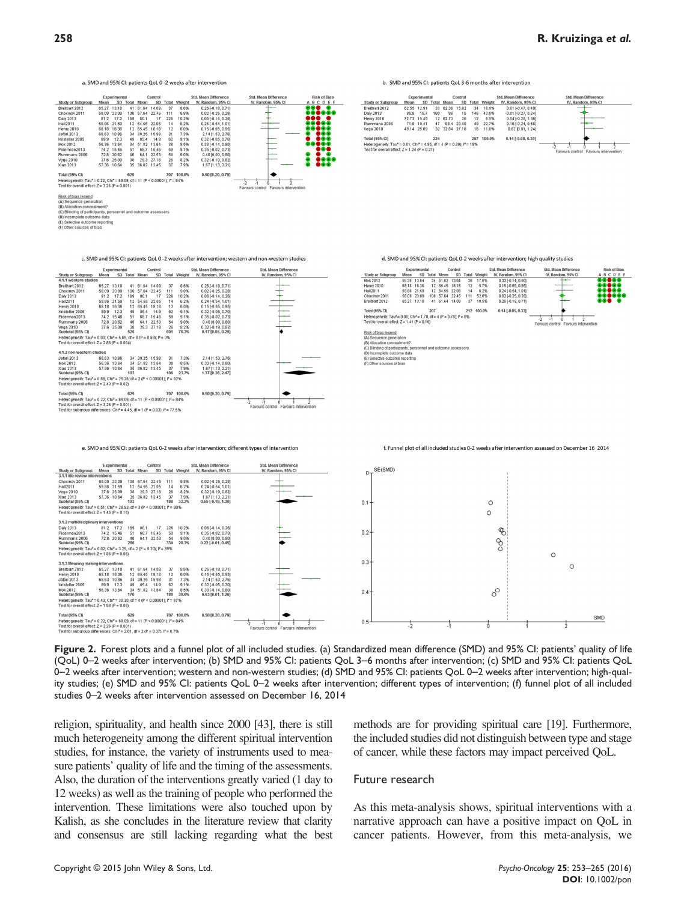**Figure 2.** Forest plots and a funnel plot of all included studies. (a) Standardized mean difference (SMD) and 95% CI: patients' quality of life (QoL) 0–2 weeks after intervention; (b) SMD and 95% CI: patients QoL 3–6 months after intervention; (c) SMD and 95% CI: patients QoL 0–2 weeks after intervention; western and non-western studies; (d) SMD and 95% CI: patients QoL 0–2 weeks after intervention; high-quality studies; (e) SMD and 95% CI: patients QoL 0–2 weeks after intervention; different types of intervention; (f) funnel plot of all included studies 0–2 weeks after intervention assessed on December 16, 2014

religion, spirituality, and health since 2000 [43], there is still much heterogeneity among the different spiritual intervention studies, for instance, the variety of instruments used to measure patients' quality of life and the timing of the assessments. Also, the duration of the interventions greatly varied (1 day to 12 weeks) as well as the training of people who performed the intervention. These limitations were also touched upon by Kalish, as she concludes in the literature review that clarity and consensus are still lacking regarding what the best methods are for providing spiritual care [19]. Furthermore, the included studies did not distinguish between type and stage of cancer, while these factors may impact perceived QoL.

## Future research

As this meta-analysis shows, spiritual interventions with a narrative approach can have a positive impact on QoL in cancer patients. However, from this meta-analysis, we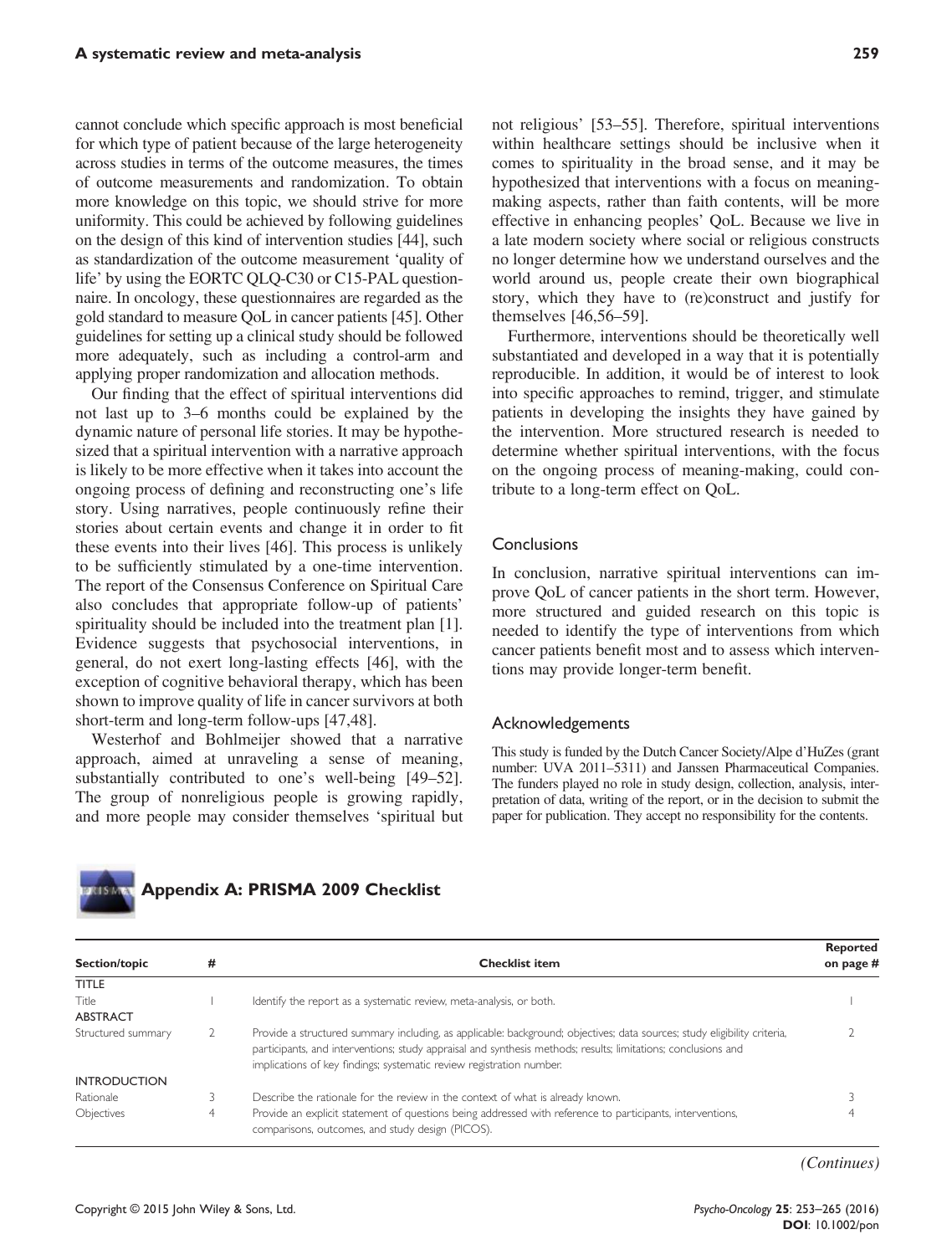cannot conclude which specific approach is most beneficial for which type of patient because of the large heterogeneity across studies in terms of the outcome measures, the times of outcome measurements and randomization. To obtain more knowledge on this topic, we should strive for more uniformity. This could be achieved by following guidelines on the design of this kind of intervention studies [44], such as standardization of the outcome measurement 'quality of life' by using the EORTC QLQ-C30 or C15-PAL questionnaire. In oncology, these questionnaires are regarded as the gold standard to measure QoL in cancer patients [45]. Other guidelines for setting up a clinical study should be followed more adequately, such as including a control-arm and applying proper randomization and allocation methods.

Our finding that the effect of spiritual interventions did not last up to 3–6 months could be explained by the dynamic nature of personal life stories. It may be hypothesized that a spiritual intervention with a narrative approach is likely to be more effective when it takes into account the ongoing process of defining and reconstructing one's life story. Using narratives, people continuously refine their stories about certain events and change it in order to fit these events into their lives [46]. This process is unlikely to be sufficiently stimulated by a one-time intervention. The report of the Consensus Conference on Spiritual Care also concludes that appropriate follow-up of patients' spirituality should be included into the treatment plan [1]. Evidence suggests that psychosocial interventions, in general, do not exert long-lasting effects [46], with the exception of cognitive behavioral therapy, which has been shown to improve quality of life in cancer survivors at both short-term and long-term follow-ups [47,48].

Westerhof and Bohlmeijer showed that a narrative approach, aimed at unraveling a sense of meaning, substantially contributed to one's well-being [49–52]. The group of nonreligious people is growing rapidly, and more people may consider themselves 'spiritual but not religious' [53–55]. Therefore, spiritual interventions within healthcare settings should be inclusive when it comes to spirituality in the broad sense, and it may be hypothesized that interventions with a focus on meaning-making aspects, rather than faith contents, will be more effective in enhancing peoples' QoL. Because we live in a late modern society where social or religious constructs no longer determine how we understand ourselves and the world around us, people create their own biographical story, which they have to (re)construct and justify for themselves [46,56–59].

Furthermore, interventions should be theoretically well substantiated and developed in a way that it is potentially reproducible. In addition, it would be of interest to look into specific approaches to remind, trigger, and stimulate patients in developing the insights they have gained by the intervention. More structured research is needed to determine whether spiritual interventions, with the focus on the ongoing process of meaning-making, could contribute to a long-term effect on QoL.

## Conclusions

In conclusion, narrative spiritual interventions can improve QoL of cancer patients in the short term. However, more structured and guided research on this topic is needed to identify the type of interventions from which cancer patients benefit most and to assess which interventions may provide longer-term benefit.

## Acknowledgements

This study is funded by the Dutch Cancer Society/Alpe d'HuZes (grant number: UVA 2011–5311) and Janssen Pharmaceutical Companies. The funders played no role in study design, collection, analysis, interpretation of data, writing of the report, or in the decision to submit the paper for publication. They accept no responsibility for the contents.

## Appendix A: PRISMA 2009 Checklist

| Section/topic | # | Checklist item | Reported on page # |
|---|---|---|---|
| TITLE | | | |
| Title | 1 | Identify the report as a systematic review, meta-analysis, or both. | 1 |
| ABSTRACT | | | |
| Structured summary | 2 | Provide a structured summary including, as applicable: background; objectives; data sources; study eligibility criteria, participants, and interventions; study appraisal and synthesis methods; results; limitations; conclusions and implications of key findings; systematic review registration number. | 2 |
| INTRODUCTION | | | |
| Rationale | 3 | Describe the rationale for the review in the context of what is already known. | 3 |
| Objectives | 4 | Provide an explicit statement of questions being addressed with reference to participants, interventions, comparisons, outcomes, and study design (PICOS). | 4 |

*(Continues)*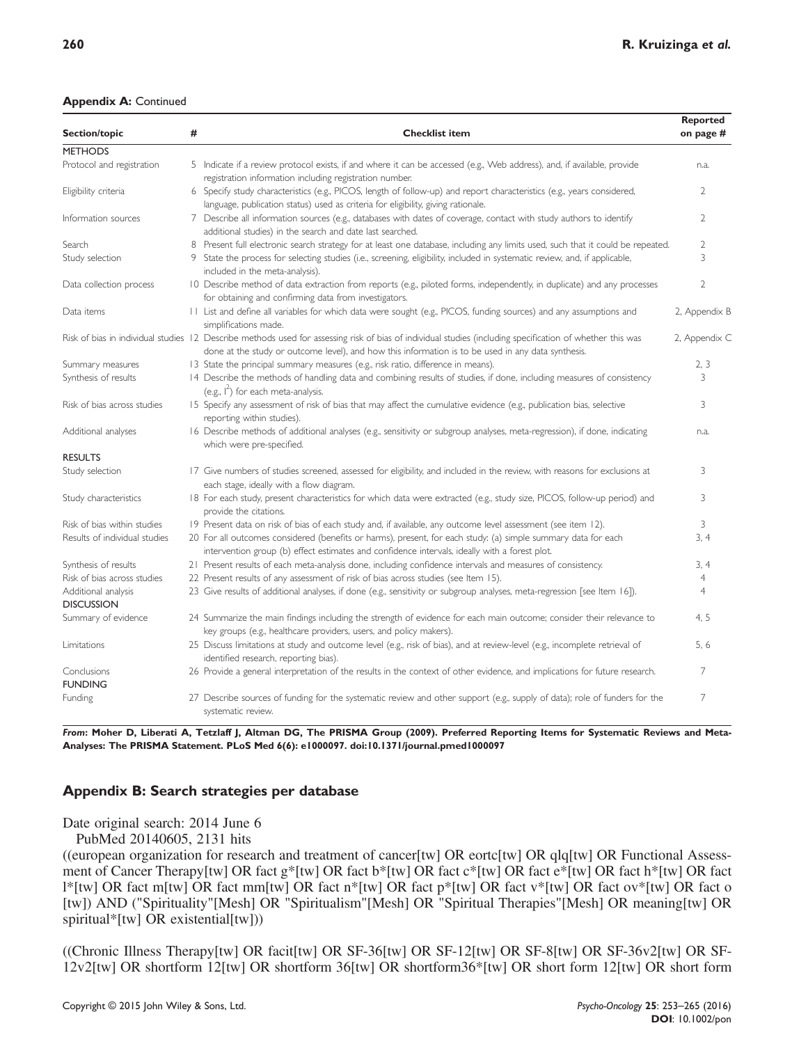**Appendix A:** Continued

| Section/topic | # | Checklist item | Reported on page # |
|---|---|---|---|
| METHODS | | | |
| Protocol and registration | 5 | Indicate if a review protocol exists, if and where it can be accessed (e.g., Web address), and, if available, provide registration information including registration number. | n.a. |
| Eligibility criteria | 6 | Specify study characteristics (e.g., PICOS, length of follow-up) and report characteristics (e.g., years considered, language, publication status) used as criteria for eligibility, giving rationale. | 2 |
| Information sources | 7 | Describe all information sources (e.g., databases with dates of coverage, contact with study authors to identify additional studies) in the search and date last searched. | 2 |
| Search | 8 | Present full electronic search strategy for at least one database, including any limits used, such that it could be repeated. | 2 |
| Study selection | 9 | State the process for selecting studies (i.e., screening, eligibility, included in systematic review, and, if applicable, included in the meta-analysis). | 3 |
| Data collection process | 10 | Describe method of data extraction from reports (e.g., piloted forms, independently, in duplicate) and any processes for obtaining and confirming data from investigators. | 2 |
| Data items | 11 | List and define all variables for which data were sought (e.g., PICOS, funding sources) and any assumptions and simplifications made. | 2, Appendix B |
| Risk of bias in individual studies | 12 | Describe methods used for assessing risk of bias of individual studies (including specification of whether this was done at the study or outcome level), and how this information is to be used in any data synthesis. | 2, Appendix C |
| Summary measures | 13 | State the principal summary measures (e.g., risk ratio, difference in means). | 2, 3 |
| Synthesis of results | 14 | Describe the methods of handling data and combining results of studies, if done, including measures of consistency (e.g., $I^2$) for each meta-analysis. | 3 |
| Risk of bias across studies | 15 | Specify any assessment of risk of bias that may affect the cumulative evidence (e.g., publication bias, selective reporting within studies). | 3 |
| Additional analyses | 16 | Describe methods of additional analyses (e.g., sensitivity or subgroup analyses, meta-regression), if done, indicating which were pre-specified. | n.a. |
| RESULTS | | | |
| Study selection | 17 | Give numbers of studies screened, assessed for eligibility, and included in the review, with reasons for exclusions at each stage, ideally with a flow diagram. | 3 |
| Study characteristics | 18 | For each study, present characteristics for which data were extracted (e.g., study size, PICOS, follow-up period) and provide the citations. | 3 |
| Risk of bias within studies | 19 | Present data on risk of bias of each study and, if available, any outcome level assessment (see item 12). | 3 |
| Results of individual studies | 20 | For all outcomes considered (benefits or harms), present, for each study: (a) simple summary data for each intervention group (b) effect estimates and confidence intervals, ideally with a forest plot. | 3, 4 |
| Synthesis of results | 21 | Present results of each meta-analysis done, including confidence intervals and measures of consistency. | 3, 4 |
| Risk of bias across studies | 22 | Present results of any assessment of risk of bias across studies (see Item 15). | 4 |
| Additional analysis | 23 | Give results of additional analyses, if done (e.g., sensitivity or subgroup analyses, meta-regression [see Item 16]). | 4 |
| DISCUSSION | | | |
| Summary of evidence | 24 | Summarize the main findings including the strength of evidence for each main outcome; consider their relevance to key groups (e.g., healthcare providers, users, and policy makers). | 4, 5 |
| Limitations | 25 | Discuss limitations at study and outcome level (e.g., risk of bias), and at review-level (e.g., incomplete retrieval of identified research, reporting bias). | 5, 6 |
| Conclusions | 26 | Provide a general interpretation of the results in the context of other evidence, and implications for future research. | 7 |
| FUNDING | | | |
| Funding | 27 | Describe sources of funding for the systematic review and other support (e.g., supply of data); role of funders for the systematic review. | 7 |

***From*: Moher D, Liberati A, Tetzlaff J, Altman DG, The PRISMA Group (2009). Preferred Reporting Items for Systematic Reviews and Meta-Analyses: The PRISMA Statement. PLoS Med 6(6): e1000097. doi:10.1371/journal.pmed1000097**

## Appendix B: Search strategies per database

Date original search: 2014 June 6

PubMed 20140605, 2131 hits

((european organization for research and treatment of cancer[tw] OR eortc[tw] OR qlq[tw] OR Functional Assessment of Cancer Therapy[tw] OR fact g*[tw] OR fact b*[tw] OR fact c*[tw] OR fact e*[tw] OR fact h*[tw] OR fact l*[tw] OR fact m[tw] OR fact mm[tw] OR fact n*[tw] OR fact p*[tw] OR fact v*[tw] OR fact ov*[tw] OR fact o [tw]) AND ("Spirituality"[Mesh] OR "Spiritualism"[Mesh] OR "Spiritual Therapies"[Mesh] OR meaning[tw] OR spiritual*[tw] OR existential[tw]))

((Chronic Illness Therapy[tw] OR facit[tw] OR SF-36[tw] OR SF-12[tw] OR SF-8[tw] OR SF-36v2[tw] OR SF-12v2[tw] OR shortform 12[tw] OR shortform 36[tw] OR shortform36*[tw] OR short form 12[tw] OR short form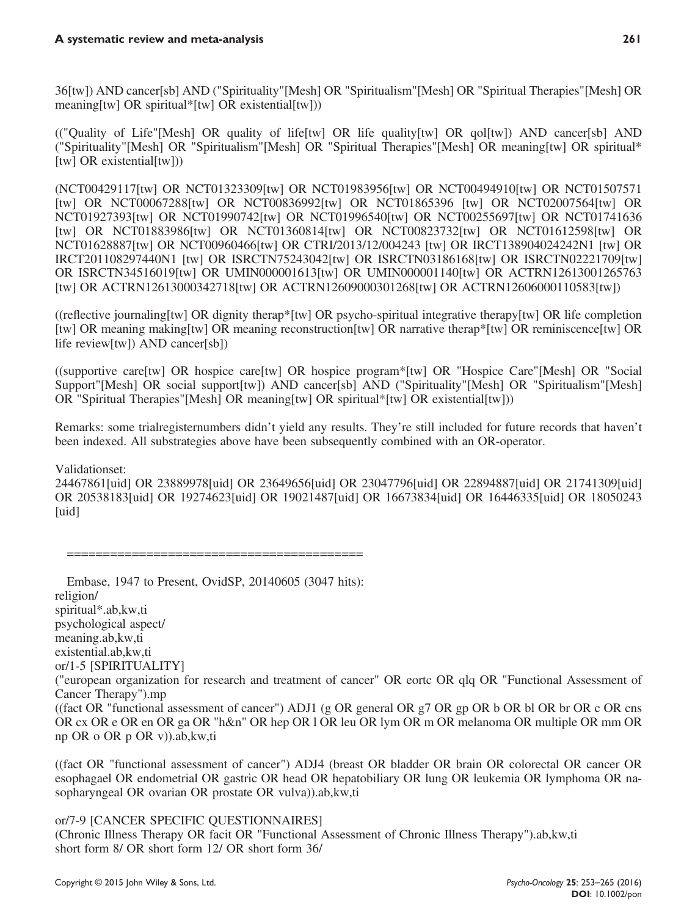36[tw]) AND cancer[sb] AND ("Spirituality"[Mesh] OR "Spiritualism"[Mesh] OR "Spiritual Therapies"[Mesh] OR meaning[tw] OR spiritual*[tw] OR existential[tw]))

(("Quality of Life"[Mesh] OR quality of life[tw] OR life quality[tw] OR qol[tw]) AND cancer[sb] AND ("Spirituality"[Mesh] OR "Spiritualism"[Mesh] OR "Spiritual Therapies"[Mesh] OR meaning[tw] OR spiritual* [tw] OR existential[tw]))

(NCT00429117[tw] OR NCT01323309[tw] OR NCT01983956[tw] OR NCT00494910[tw] OR NCT01507571 [tw] OR NCT00067288[tw] OR NCT00836992[tw] OR NCT01865396 [tw] OR NCT02007564[tw] OR NCT01927393[tw] OR NCT01990742[tw] OR NCT01996540[tw] OR NCT00255697[tw] OR NCT01741636 [tw] OR NCT01883986[tw] OR NCT01360814[tw] OR NCT00823732[tw] OR NCT01612598[tw] OR NCT01628887[tw] OR NCT00960466[tw] OR CTRI/2013/12/004243 [tw] OR IRCT138904024242N1 [tw] OR IRCT201108297440N1 [tw] OR ISRCTN75243042[tw] OR ISRCTN03186168[tw] OR ISRCTN02221709[tw] OR ISRCTN34516019[tw] OR UMIN000001613[tw] OR UMIN000001140[tw] OR ACTRN12613001265763 [tw] OR ACTRN12613000342718[tw] OR ACTRN12609000301268[tw] OR ACTRN12606000110583[tw])

((reflective journaling[tw] OR dignity therap*[tw] OR psycho-spiritual integrative therapy[tw] OR life completion [tw] OR meaning making[tw] OR meaning reconstruction[tw] OR narrative therap*[tw] OR reminiscence[tw] OR life review[tw]) AND cancer[sb])

((supportive care[tw] OR hospice care[tw] OR hospice program*[tw] OR "Hospice Care"[Mesh] OR "Social Support"[Mesh] OR social support[tw]) AND cancer[sb] AND ("Spirituality"[Mesh] OR "Spiritualism"[Mesh] OR "Spiritual Therapies"[Mesh] OR meaning[tw] OR spiritual*[tw] OR existential[tw]))

Remarks: some trialregisternumbers didn't yield any results. They're still included for future records that haven't been indexed. All substrategies above have been subsequently combined with an OR-operator.

Validationset:
24467861[uid] OR 23889978[uid] OR 23649656[uid] OR 23047796[uid] OR 22894887[uid] OR 21741309[uid] OR 20538183[uid] OR 19274623[uid] OR 19021487[uid] OR 16673834[uid] OR 16446335[uid] OR 18050243 [uid]

=========================================

Embase, 1947 to Present, OvidSP, 20140605 (3047 hits):
religion/
spiritual*.ab,kw,ti
psychological aspect/
meaning.ab,kw,ti
existential.ab,kw,ti
or/1-5 [SPIRITUALITY]
("european organization for research and treatment of cancer" OR eortc OR qlq OR "Functional Assessment of Cancer Therapy").mp
((fact OR "functional assessment of cancer") ADJ1 (g OR general OR g7 OR gp OR b OR bl OR br OR c OR cns OR cx OR e OR en OR ga OR "h&n" OR hep OR l OR leu OR lym OR m OR melanoma OR multiple OR mm OR np OR o OR p OR v)).ab,kw,ti

((fact OR "functional assessment of cancer") ADJ4 (breast OR bladder OR brain OR colorectal OR cancer OR esophagael OR endometrial OR gastric OR head OR hepatobiliary OR lung OR leukemia OR lymphoma OR nasopharyngeal OR ovarian OR prostate OR vulva)).ab,kw,ti

or/7-9 [CANCER SPECIFIC QUESTIONNAIRES]
(Chronic Illness Therapy OR facit OR "Functional Assessment of Chronic Illness Therapy").ab,kw,ti
short form 8/ OR short form 12/ OR short form 36/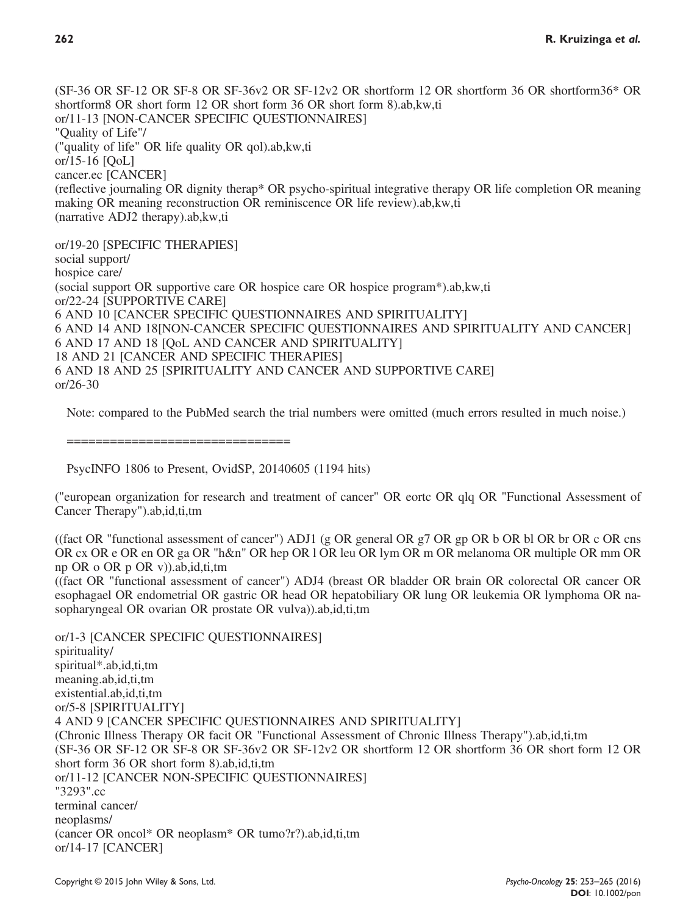(SF-36 OR SF-12 OR SF-8 OR SF-36v2 OR SF-12v2 OR shortform 12 OR shortform 36 OR shortform36* OR shortform8 OR short form 12 OR short form 36 OR short form 8).ab,kw,ti
or/11-13 [NON-CANCER SPECIFIC QUESTIONNAIRES]
"Quality of Life"/
("quality of life" OR life quality OR qol).ab,kw,ti
or/15-16 [QoL]
cancer.ec [CANCER]
(reflective journaling OR dignity therap* OR psycho-spiritual integrative therapy OR life completion OR meaning making OR meaning reconstruction OR reminiscence OR life review).ab,kw,ti
(narrative ADJ2 therapy).ab,kw,ti

or/19-20 [SPECIFIC THERAPIES]
social support/
hospice care/
(social support OR supportive care OR hospice care OR hospice program*).ab,kw,ti
or/22-24 [SUPPORTIVE CARE]
6 AND 10 [CANCER SPECIFIC QUESTIONNAIRES AND SPIRITUALITY]
6 AND 14 AND 18[NON-CANCER SPECIFIC QUESTIONNAIRES AND SPIRITUALITY AND CANCER]
6 AND 17 AND 18 [QoL AND CANCER AND SPIRITUALITY]
18 AND 21 [CANCER AND SPECIFIC THERAPIES]
6 AND 18 AND 25 [SPIRITUALITY AND CANCER AND SUPPORTIVE CARE]
or/26-30

Note: compared to the PubMed search the trial numbers were omitted (much errors resulted in much noise.)

===============================

PsycINFO 1806 to Present, OvidSP, 20140605 (1194 hits)

("european organization for research and treatment of cancer" OR eortc OR qlq OR "Functional Assessment of Cancer Therapy").ab,id,ti,tm

((fact OR "functional assessment of cancer") ADJ1 (g OR general OR g7 OR gp OR b OR bl OR br OR c OR cns OR cx OR e OR en OR ga OR "h&n" OR hep OR l OR leu OR lym OR m OR melanoma OR multiple OR mm OR np OR o OR p OR v)).ab,id,ti,tm
((fact OR "functional assessment of cancer") ADJ4 (breast OR bladder OR brain OR colorectal OR cancer OR esophagael OR endometrial OR gastric OR head OR hepatobiliary OR lung OR leukemia OR lymphoma OR nasopharyngeal OR ovarian OR prostate OR vulva)).ab,id,ti,tm

or/1-3 [CANCER SPECIFIC QUESTIONNAIRES]
spirituality/
spiritual*.ab,id,ti,tm
meaning.ab,id,ti,tm
existential.ab,id,ti,tm
or/5-8 [SPIRITUALITY]
4 AND 9 [CANCER SPECIFIC QUESTIONNAIRES AND SPIRITUALITY]
(Chronic Illness Therapy OR facit OR "Functional Assessment of Chronic Illness Therapy").ab,id,ti,tm
(SF-36 OR SF-12 OR SF-8 OR SF-36v2 OR SF-12v2 OR shortform 12 OR shortform 36 OR short form 12 OR short form 36 OR short form 8).ab,id,ti,tm
or/11-12 [CANCER NON-SPECIFIC QUESTIONNAIRES]
"3293".cc
terminal cancer/
neoplasms/
(cancer OR oncol* OR neoplasm* OR tumo?r?).ab,id,ti,tm
or/14-17 [CANCER]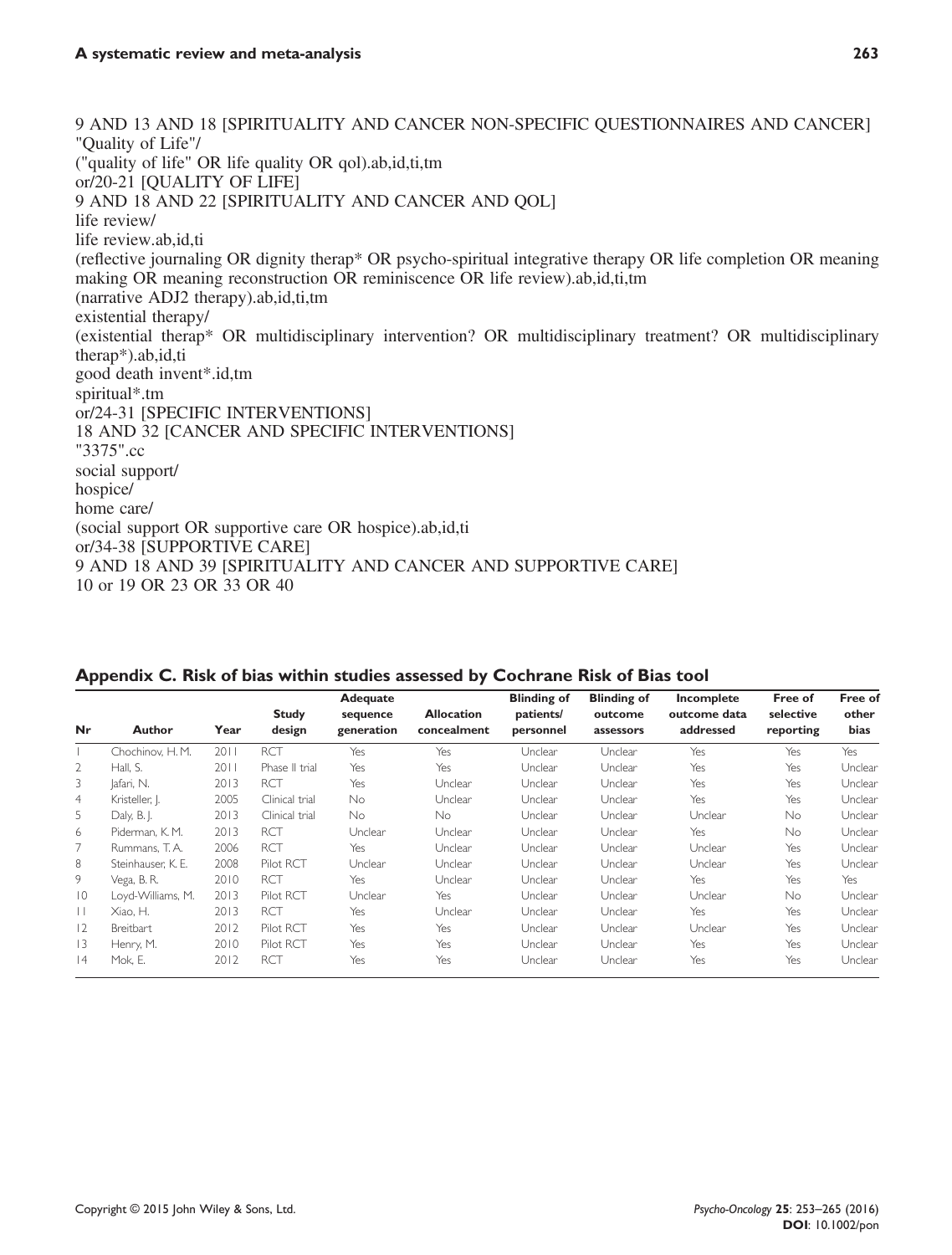9 AND 13 AND 18 [SPIRITUALITY AND CANCER NON-SPECIFIC QUESTIONNAIRES AND CANCER]
"Quality of Life"/
("quality of life" OR life quality OR qol).ab,id,ti,tm
or/20-21 [QUALITY OF LIFE]
9 AND 18 AND 22 [SPIRITUALITY AND CANCER AND QOL]
life review/
life review.ab,id,ti
(reflective journaling OR dignity therap* OR psycho-spiritual integrative therapy OR life completion OR meaning making OR meaning reconstruction OR reminiscence OR life review).ab,id,ti,tm
(narrative ADJ2 therapy).ab,id,ti,tm
existential therapy/
(existential therap* OR multidisciplinary intervention? OR multidisciplinary treatment? OR multidisciplinary therap*).ab,id,ti
good death invent*.id,tm
spiritual*.tm
or/24-31 [SPECIFIC INTERVENTIONS]
18 AND 32 [CANCER AND SPECIFIC INTERVENTIONS]
"3375".cc
social support/
hospice/
home care/
(social support OR supportive care OR hospice).ab,id,ti
or/34-38 [SUPPORTIVE CARE]
9 AND 18 AND 39 [SPIRITUALITY AND CANCER AND SUPPORTIVE CARE]
10 or 19 OR 23 OR 33 OR 40

## Appendix C. Risk of bias within studies assessed by Cochrane Risk of Bias tool

| Nr | Author | Year | Study design | Adequate sequence generation | Allocation concealment | Blinding of patients/ personnel | Blinding of outcome assessors | Incomplete outcome data addressed | Free of selective reporting | Free of other bias |
|---|---|---|---|---|---|---|---|---|---|---|
| 1 | Chochinov, H. M. | 2011 | RCT | Yes | Yes | Unclear | Unclear | Yes | Yes | Yes |
| 2 | Hall, S. | 2011 | Phase II trial | Yes | Yes | Unclear | Unclear | Yes | Yes | Unclear |
| 3 | Jafari, N. | 2013 | RCT | Yes | Unclear | Unclear | Unclear | Yes | Yes | Unclear |
| 4 | Kristeller, J. | 2005 | Clinical trial | No | Unclear | Unclear | Unclear | Yes | Yes | Unclear |
| 5 | Daly, B. J. | 2013 | Clinical trial | No | No | Unclear | Unclear | Unclear | No | Unclear |
| 6 | Piderman, K. M. | 2013 | RCT | Unclear | Unclear | Unclear | Unclear | Yes | No | Unclear |
| 7 | Rummans, T. A. | 2006 | RCT | Yes | Unclear | Unclear | Unclear | Unclear | Yes | Unclear |
| 8 | Steinhauser, K. E. | 2008 | Pilot RCT | Unclear | Unclear | Unclear | Unclear | Unclear | Yes | Unclear |
| 9 | Vega, B. R. | 2010 | RCT | Yes | Unclear | Unclear | Unclear | Yes | Yes | Yes |
| 10 | Loyd-Williams, M. | 2013 | Pilot RCT | Unclear | Yes | Unclear | Unclear | Unclear | No | Unclear |
| 11 | Xiao, H. | 2013 | RCT | Yes | Unclear | Unclear | Unclear | Yes | Yes | Unclear |
| 12 | Breitbart | 2012 | Pilot RCT | Yes | Yes | Unclear | Unclear | Unclear | Yes | Unclear |
| 13 | Henry, M. | 2010 | Pilot RCT | Yes | Yes | Unclear | Unclear | Yes | Yes | Unclear |
| 14 | Mok, E. | 2012 | RCT | Yes | Yes | Unclear | Unclear | Yes | Yes | Unclear |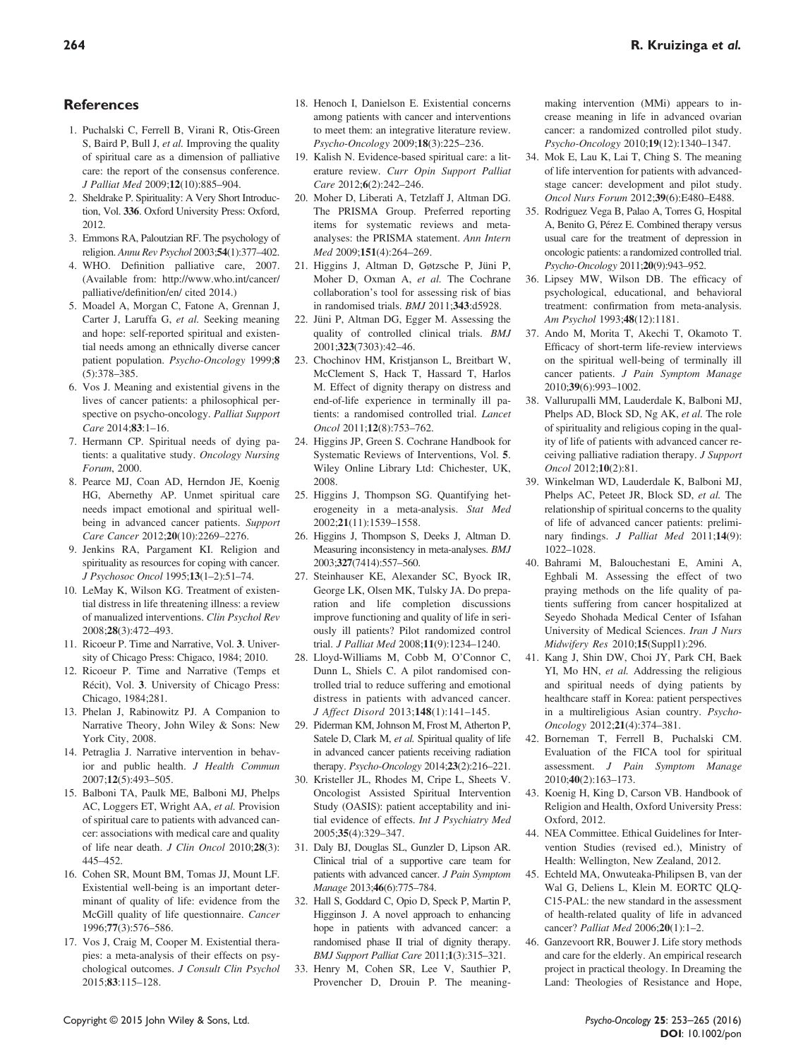## References

1. Puchalski C, Ferrell B, Virani R, Otis-Green S, Baird P, Bull J, *et al.* Improving the quality of spiritual care as a dimension of palliative care: the report of the consensus conference. *J Palliat Med* 2009;**12**(10):885–904.
2. Sheldrake P. Spirituality: A Very Short Introduction, Vol. **336**. Oxford University Press: Oxford, 2012.
3. Emmons RA, Paloutzian RF. The psychology of religion. *Annu Rev Psychol* 2003;**54**(1):377–402.
4. WHO. Definition palliative care, 2007. (Available from: http://www.who.int/cancer/palliative/definition/en/ cited 2014.)
5. Moadel A, Morgan C, Fatone A, Grennan J, Carter J, Laruffa G, *et al.* Seeking meaning and hope: self-reported spiritual and existential needs among an ethnically diverse cancer patient population. *Psycho-Oncology* 1999;**8**(5):378–385.
6. Vos J. Meaning and existential givens in the lives of cancer patients: a philosophical perspective on psycho-oncology. *Palliat Support Care* 2014;**83**:1–16.
7. Hermann CP. Spiritual needs of dying patients: a qualitative study. *Oncology Nursing Forum*, 2000.
8. Pearce MJ, Coan AD, Herndon JE, Koenig HG, Abernethy AP. Unmet spiritual care needs impact emotional and spiritual well-being in advanced cancer patients. *Support Care Cancer* 2012;**20**(10):2269–2276.
9. Jenkins RA, Pargament KI. Religion and spirituality as resources for coping with cancer. *J Psychosoc Oncol* 1995;**13**(1–2):51–74.
10. LeMay K, Wilson KG. Treatment of existential distress in life threatening illness: a review of manualized interventions. *Clin Psychol Rev* 2008;**28**(3):472–493.
11. Ricoeur P. Time and Narrative, Vol. **3**. University of Chicago Press: Chigaco, 1984; 2010.
12. Ricoeur P. Time and Narrative (Temps et Récit), Vol. **3**. University of Chicago Press: Chicago, 1984;281.
13. Phelan J, Rabinowitz PJ. A Companion to Narrative Theory, John Wiley & Sons: New York City, 2008.
14. Petraglia J. Narrative intervention in behavior and public health. *J Health Commun* 2007;**12**(5):493–505.
15. Balboni TA, Paulk ME, Balboni MJ, Phelps AC, Loggers ET, Wright AA, *et al.* Provision of spiritual care to patients with advanced cancer: associations with medical care and quality of life near death. *J Clin Oncol* 2010;**28**(3):445–452.
16. Cohen SR, Mount BM, Tomas JJ, Mount LF. Existential well-being is an important determinant of quality of life: evidence from the McGill quality of life questionnaire. *Cancer* 1996;**77**(3):576–586.
17. Vos J, Craig M, Cooper M. Existential therapies: a meta-analysis of their effects on psychological outcomes. *J Consult Clin Psychol* 2015;**83**:115–128.
18. Henoch I, Danielson E. Existential concerns among patients with cancer and interventions to meet them: an integrative literature review. *Psycho-Oncology* 2009;**18**(3):225–236.
19. Kalish N. Evidence-based spiritual care: a literature review. *Curr Opin Support Palliat Care* 2012;**6**(2):242–246.
20. Moher D, Liberati A, Tetzlaff J, Altman DG. The PRISMA Group. Preferred reporting items for systematic reviews and meta-analyses: the PRISMA statement. *Ann Intern Med* 2009;**151**(4):264–269.
21. Higgins J, Altman D, Gøtzsche P, Jüni P, Moher D, Oxman A, *et al.* The Cochrane collaboration's tool for assessing risk of bias in randomised trials. *BMJ* 2011;**343**:d5928.
22. Jüni P, Altman DG, Egger M. Assessing the quality of controlled clinical trials. *BMJ* 2001;**323**(7303):42–46.
23. Chochinov HM, Kristjanson L, Breitbart W, McClement S, Hack T, Hassard T, Harlos M. Effect of dignity therapy on distress and end-of-life experience in terminally ill patients: a randomised controlled trial. *Lancet Oncol* 2011;**12**(8):753–762.
24. Higgins JP, Green S. Cochrane Handbook for Systematic Reviews of Interventions, Vol. **5**. Wiley Online Library Ltd: Chichester, UK, 2008.
25. Higgins J, Thompson SG. Quantifying heterogeneity in a meta-analysis. *Stat Med* 2002;**21**(11):1539–1558.
26. Higgins J, Thompson S, Deeks J, Altman D. Measuring inconsistency in meta-analyses. *BMJ* 2003;**327**(7414):557–560.
27. Steinhauser KE, Alexander SC, Byock IR, George LK, Olsen MK, Tulsky JA. Do preparation and life completion discussions improve functioning and quality of life in seriously ill patients? Pilot randomized control trial. *J Palliat Med* 2008;**11**(9):1234–1240.
28. Lloyd-Williams M, Cobb M, O'Connor C, Dunn L, Shiels C. A pilot randomised controlled trial to reduce suffering and emotional distress in patients with advanced cancer. *J Affect Disord* 2013;**148**(1):141–145.
29. Piderman KM, Johnson M, Frost M, Atherton P, Satele D, Clark M, *et al.* Spiritual quality of life in advanced cancer patients receiving radiation therapy. *Psycho-Oncology* 2014;**23**(2):216–221.
30. Kristeller JL, Rhodes M, Cripe L, Sheets V. Oncologist Assisted Spiritual Intervention Study (OASIS): patient acceptability and initial evidence of effects. *Int J Psychiatry Med* 2005;**35**(4):329–347.
31. Daly BJ, Douglas SL, Gunzler D, Lipson AR. Clinical trial of a supportive care team for patients with advanced cancer. *J Pain Symptom Manage* 2013;**46**(6):775–784.
32. Hall S, Goddard C, Opio D, Speck P, Martin P, Higginson J. A novel approach to enhancing hope in patients with advanced cancer: a randomised phase II trial of dignity therapy. *BMJ Support Palliat Care* 2011;**1**(3):315–321.
33. Henry M, Cohen SR, Lee V, Sauthier P, Provencher D, Drouin P. The meaning-making intervention (MMi) appears to increase meaning in life in advanced ovarian cancer: a randomized controlled pilot study. *Psycho-Oncology* 2010;**19**(12):1340–1347.
34. Mok E, Lau K, Lai T, Ching S. The meaning of life intervention for patients with advanced-stage cancer: development and pilot study. *Oncol Nurs Forum* 2012;**39**(6):E480–E488.
35. Rodriguez Vega B, Palao A, Torres G, Hospital A, Benito G, Pérez E. Combined therapy versus usual care for the treatment of depression in oncologic patients: a randomized controlled trial. *Psycho-Oncology* 2011;**20**(9):943–952.
36. Lipsey MW, Wilson DB. The efficacy of psychological, educational, and behavioral treatment: confirmation from meta-analysis. *Am Psychol* 1993;**48**(12):1181.
37. Ando M, Morita T, Akechi T, Okamoto T. Efficacy of short-term life-review interviews on the spiritual well-being of terminally ill cancer patients. *J Pain Symptom Manage* 2010;**39**(6):993–1002.
38. Vallurupalli MM, Lauderdale K, Balboni MJ, Phelps AD, Block SD, Ng AK, *et al.* The role of spirituality and religious coping in the quality of life of patients with advanced cancer receiving palliative radiation therapy. *J Support Oncol* 2012;**10**(2):81.
39. Winkelman WD, Lauderdale K, Balboni MJ, Phelps AC, Peteet JR, Block SD, *et al.* The relationship of spiritual concerns to the quality of life of advanced cancer patients: preliminary findings. *J Palliat Med* 2011;**14**(9):1022–1028.
40. Bahrami M, Balouchestani E, Amini A, Eghbali M. Assessing the effect of two praying methods on the life quality of patients suffering from cancer hospitalized at Seyedo Shohada Medical Center of Isfahan University of Medical Sciences. *Iran J Nurs Midwifery Res* 2010;**15**(Suppl1):296.
41. Kang J, Shin DW, Choi JY, Park CH, Baek YI, Mo HN, *et al.* Addressing the religious and spiritual needs of dying patients by healthcare staff in Korea: patient perspectives in a multireligious Asian country. *Psycho-Oncology* 2012;**21**(4):374–381.
42. Borneman T, Ferrell B, Puchalski CM. Evaluation of the FICA tool for spiritual assessment. *J Pain Symptom Manage* 2010;**40**(2):163–173.
43. Koenig H, King D, Carson VB. Handbook of Religion and Health, Oxford University Press: Oxford, 2012.
44. NEA Committee. Ethical Guidelines for Intervention Studies (revised ed.), Ministry of Health: Wellington, New Zealand, 2012.
45. Echteld MA, Onwuteaka-Philipsen B, van der Wal G, Deliens L, Klein M. EORTC QLQ-C15-PAL: the new standard in the assessment of health-related quality of life in advanced cancer? *Palliat Med* 2006;**20**(1):1–2.
46. Ganzevoort RR, Bouwer J. Life story methods and care for the elderly. An empirical research project in practical theology. In Dreaming the Land: Theologies of Resistance and Hope,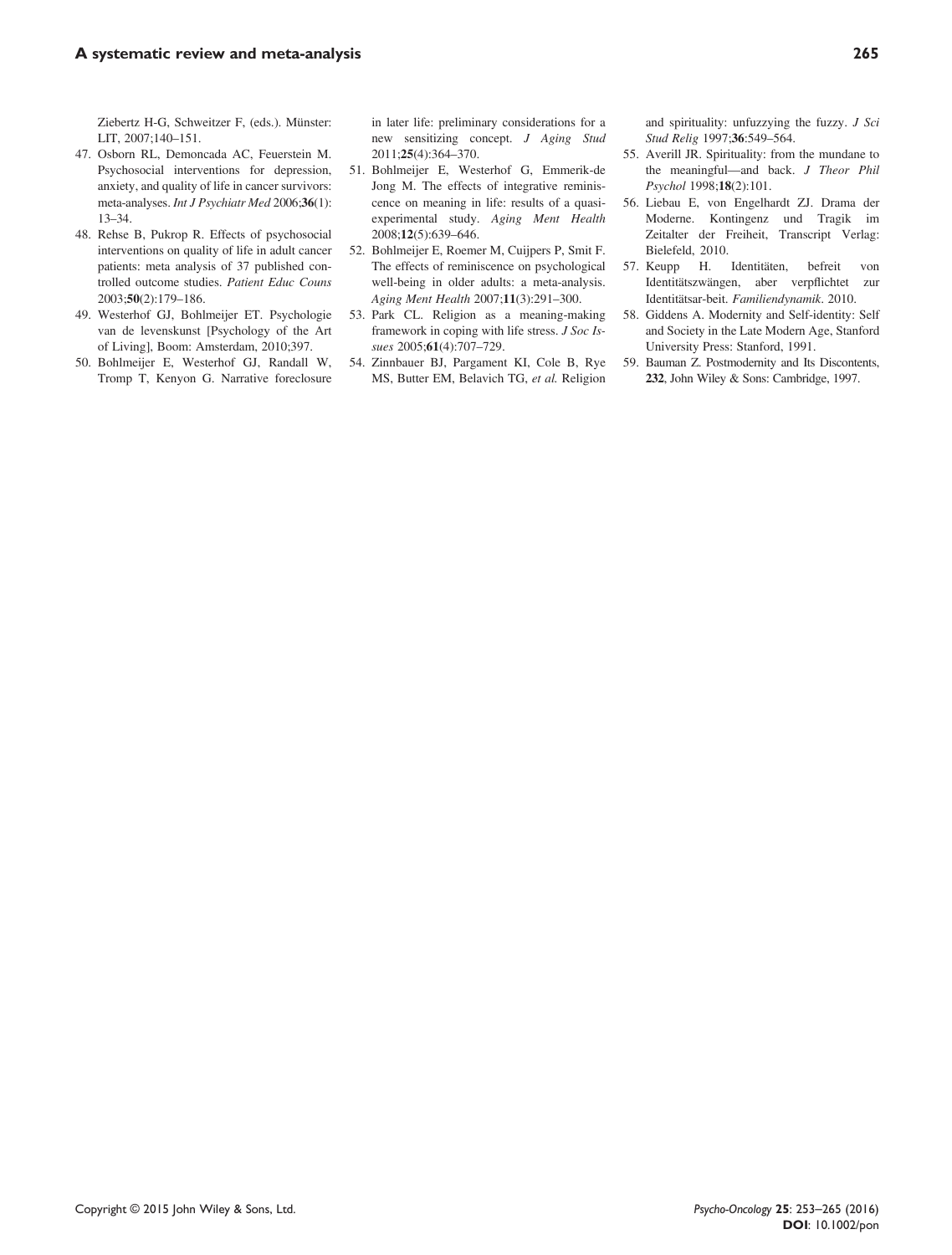Ziebertz H-G, Schweitzer F, (eds.). Münster: LIT, 2007;140–151.

47. Osborn RL, Demoncada AC, Feuerstein M. Psychosocial interventions for depression, anxiety, and quality of life in cancer survivors: meta-analyses. *Int J Psychiatr Med* 2006;**36**(1): 13–34.
48. Rehse B, Pukrop R. Effects of psychosocial interventions on quality of life in adult cancer patients: meta analysis of 37 published controlled outcome studies. *Patient Educ Couns* 2003;**50**(2):179–186.
49. Westerhof GJ, Bohlmeijer ET. Psychologie van de levenskunst [Psychology of the Art of Living], Boom: Amsterdam, 2010;397.
50. Bohlmeijer E, Westerhof GJ, Randall W, Tromp T, Kenyon G. Narrative foreclosure in later life: preliminary considerations for a new sensitizing concept. *J Aging Stud* 2011;**25**(4):364–370.
51. Bohlmeijer E, Westerhof G, Emmerik-de Jong M. The effects of integrative reminiscence on meaning in life: results of a quasi-experimental study. *Aging Ment Health* 2008;**12**(5):639–646.
52. Bohlmeijer E, Roemer M, Cuijpers P, Smit F. The effects of reminiscence on psychological well-being in older adults: a meta-analysis. *Aging Ment Health* 2007;**11**(3):291–300.
53. Park CL. Religion as a meaning-making framework in coping with life stress. *J Soc Issues* 2005;**61**(4):707–729.
54. Zinnbauer BJ, Pargament KI, Cole B, Rye MS, Butter EM, Belavich TG, *et al.* Religion and spirituality: unfuzzying the fuzzy. *J Sci Stud Relig* 1997;**36**:549–564.
55. Averill JR. Spirituality: from the mundane to the meaningful—and back. *J Theor Phil Psychol* 1998;**18**(2):101.
56. Liebau E, von Engelhardt ZJ. Drama der Moderne. Kontingenz und Tragik im Zeitalter der Freiheit, Transcript Verlag: Bielefeld, 2010.
57. Keupp H. Identitäten, befreit von Identitätszwängen, aber verpflichtet zur Identitätsar-beit. *Familiendynamik*. 2010.
58. Giddens A. Modernity and Self-identity: Self and Society in the Late Modern Age, Stanford University Press: Stanford, 1991.
59. Bauman Z. Postmodernity and Its Discontents, **232**, John Wiley & Sons: Cambridge, 1997.